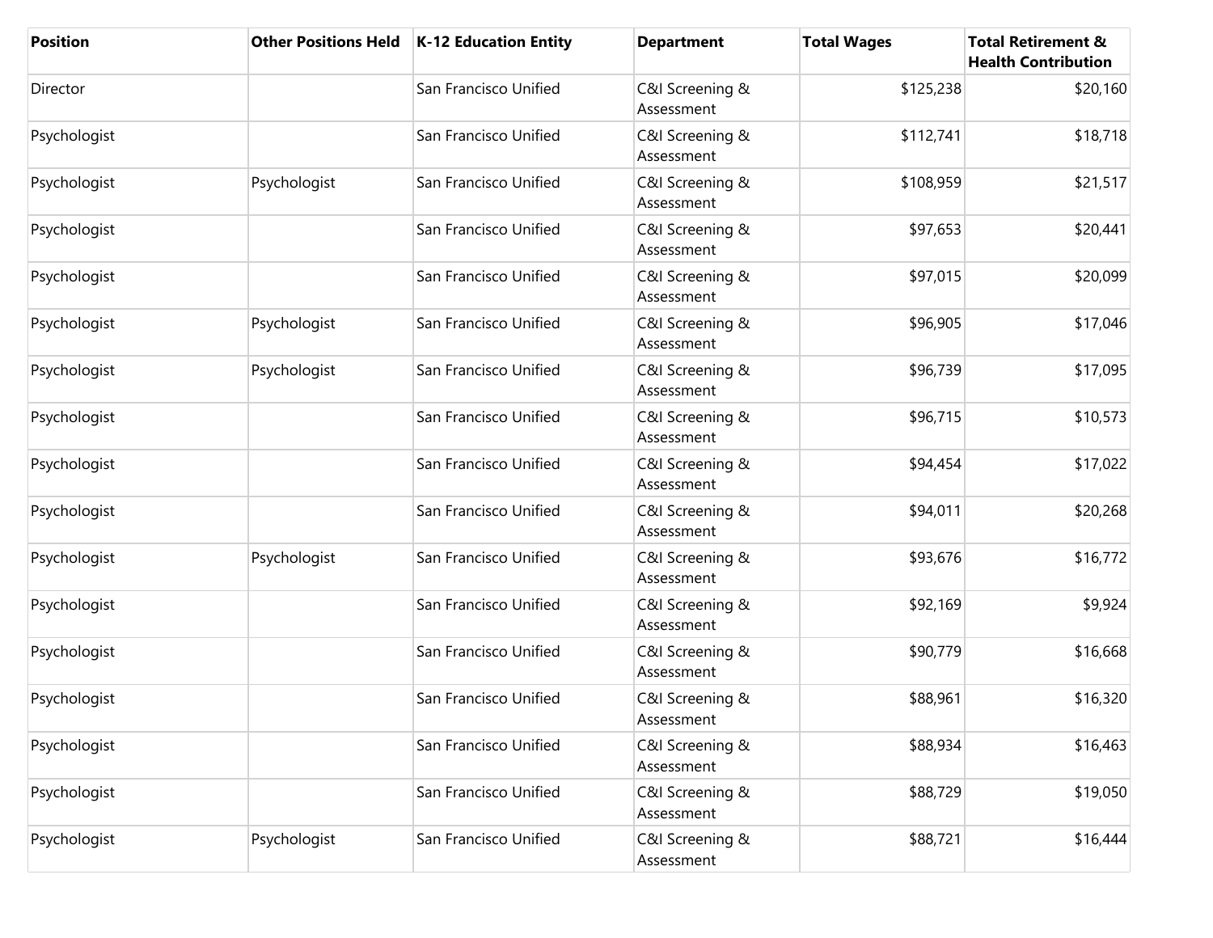| Position | Other Positions Held | K-12 Education Entity | Department | Total Wages | Total Retirement & Health Contribution |
|---|---|---|---|---|---|
| Director | | San Francisco Unified | C&I Screening & Assessment | $125,238 | $20,160 |
| Psychologist | | San Francisco Unified | C&I Screening & Assessment | $112,741 | $18,718 |
| Psychologist | Psychologist | San Francisco Unified | C&I Screening & Assessment | $108,959 | $21,517 |
| Psychologist | | San Francisco Unified | C&I Screening & Assessment | $97,653 | $20,441 |
| Psychologist | | San Francisco Unified | C&I Screening & Assessment | $97,015 | $20,099 |
| Psychologist | Psychologist | San Francisco Unified | C&I Screening & Assessment | $96,905 | $17,046 |
| Psychologist | Psychologist | San Francisco Unified | C&I Screening & Assessment | $96,739 | $17,095 |
| Psychologist | | San Francisco Unified | C&I Screening & Assessment | $96,715 | $10,573 |
| Psychologist | | San Francisco Unified | C&I Screening & Assessment | $94,454 | $17,022 |
| Psychologist | | San Francisco Unified | C&I Screening & Assessment | $94,011 | $20,268 |
| Psychologist | Psychologist | San Francisco Unified | C&I Screening & Assessment | $93,676 | $16,772 |
| Psychologist | | San Francisco Unified | C&I Screening & Assessment | $92,169 | $9,924 |
| Psychologist | | San Francisco Unified | C&I Screening & Assessment | $90,779 | $16,668 |
| Psychologist | | San Francisco Unified | C&I Screening & Assessment | $88,961 | $16,320 |
| Psychologist | | San Francisco Unified | C&I Screening & Assessment | $88,934 | $16,463 |
| Psychologist | | San Francisco Unified | C&I Screening & Assessment | $88,729 | $19,050 |
| Psychologist | Psychologist | San Francisco Unified | C&I Screening & Assessment | $88,721 | $16,444 |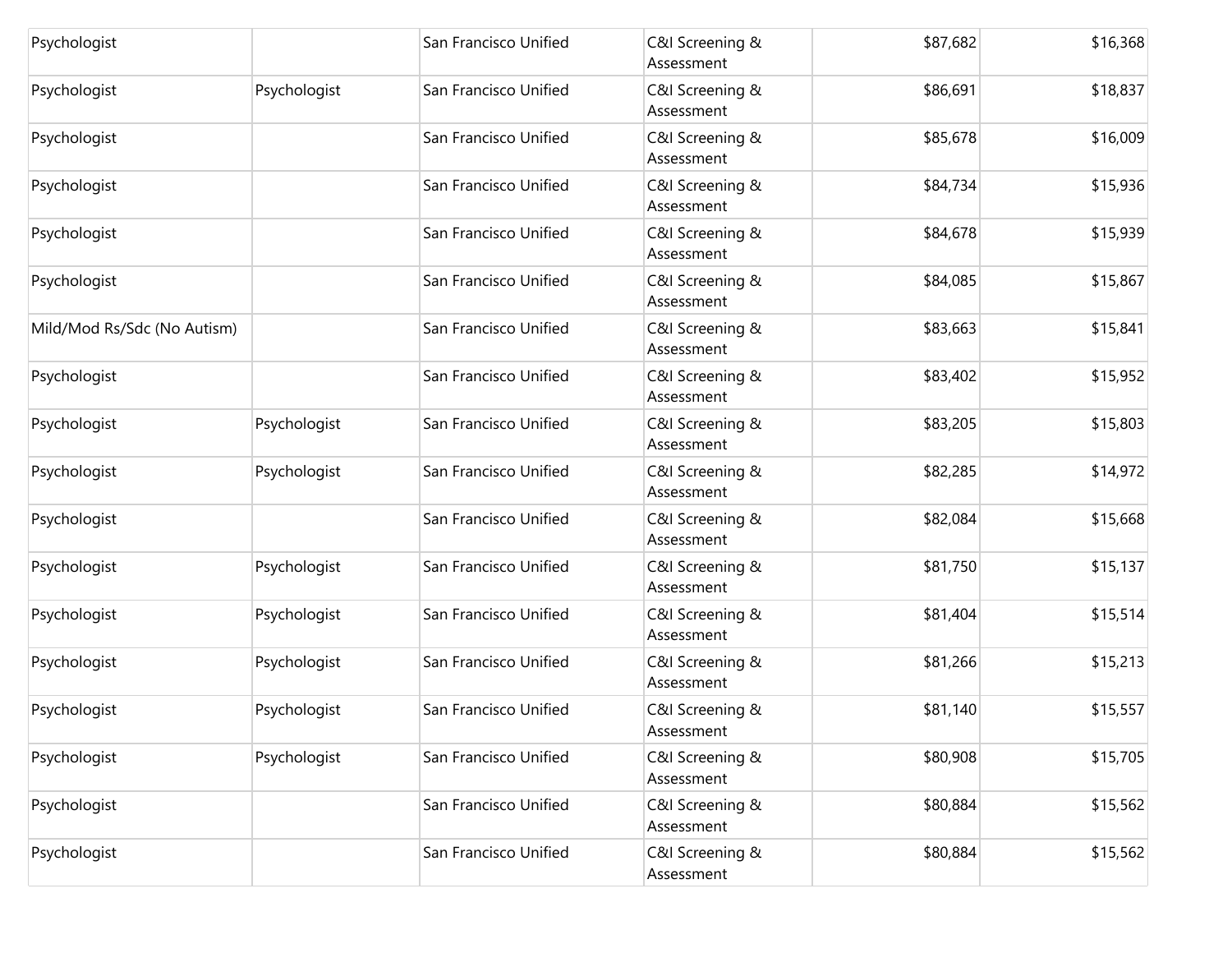| | | | | | |
|---|---|---|---|---|---|
| Psychologist | | San Francisco Unified | C&I Screening & Assessment | $87,682 | $16,368 |
| Psychologist | Psychologist | San Francisco Unified | C&I Screening & Assessment | $86,691 | $18,837 |
| Psychologist | | San Francisco Unified | C&I Screening & Assessment | $85,678 | $16,009 |
| Psychologist | | San Francisco Unified | C&I Screening & Assessment | $84,734 | $15,936 |
| Psychologist | | San Francisco Unified | C&I Screening & Assessment | $84,678 | $15,939 |
| Psychologist | | San Francisco Unified | C&I Screening & Assessment | $84,085 | $15,867 |
| Mild/Mod Rs/Sdc (No Autism) | | San Francisco Unified | C&I Screening & Assessment | $83,663 | $15,841 |
| Psychologist | | San Francisco Unified | C&I Screening & Assessment | $83,402 | $15,952 |
| Psychologist | Psychologist | San Francisco Unified | C&I Screening & Assessment | $83,205 | $15,803 |
| Psychologist | Psychologist | San Francisco Unified | C&I Screening & Assessment | $82,285 | $14,972 |
| Psychologist | | San Francisco Unified | C&I Screening & Assessment | $82,084 | $15,668 |
| Psychologist | Psychologist | San Francisco Unified | C&I Screening & Assessment | $81,750 | $15,137 |
| Psychologist | Psychologist | San Francisco Unified | C&I Screening & Assessment | $81,404 | $15,514 |
| Psychologist | Psychologist | San Francisco Unified | C&I Screening & Assessment | $81,266 | $15,213 |
| Psychologist | Psychologist | San Francisco Unified | C&I Screening & Assessment | $81,140 | $15,557 |
| Psychologist | Psychologist | San Francisco Unified | C&I Screening & Assessment | $80,908 | $15,705 |
| Psychologist | | San Francisco Unified | C&I Screening & Assessment | $80,884 | $15,562 |
| Psychologist | | San Francisco Unified | C&I Screening & Assessment | $80,884 | $15,562 |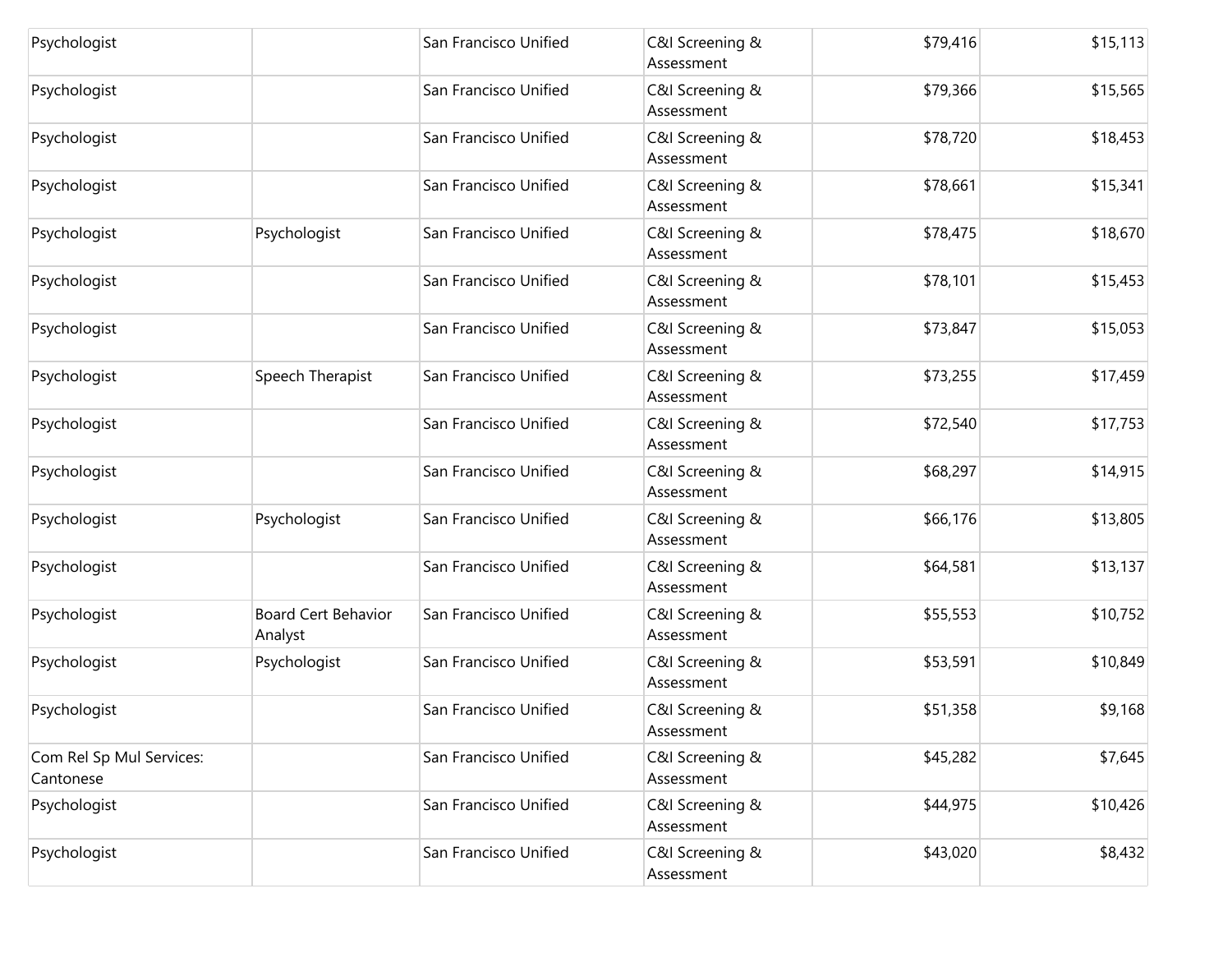| | | | | | |
|---|---|---|---|---|---|
| Psychologist | | San Francisco Unified | C&I Screening & Assessment | $79,416 | $15,113 |
| Psychologist | | San Francisco Unified | C&I Screening & Assessment | $79,366 | $15,565 |
| Psychologist | | San Francisco Unified | C&I Screening & Assessment | $78,720 | $18,453 |
| Psychologist | | San Francisco Unified | C&I Screening & Assessment | $78,661 | $15,341 |
| Psychologist | Psychologist | San Francisco Unified | C&I Screening & Assessment | $78,475 | $18,670 |
| Psychologist | | San Francisco Unified | C&I Screening & Assessment | $78,101 | $15,453 |
| Psychologist | | San Francisco Unified | C&I Screening & Assessment | $73,847 | $15,053 |
| Psychologist | Speech Therapist | San Francisco Unified | C&I Screening & Assessment | $73,255 | $17,459 |
| Psychologist | | San Francisco Unified | C&I Screening & Assessment | $72,540 | $17,753 |
| Psychologist | | San Francisco Unified | C&I Screening & Assessment | $68,297 | $14,915 |
| Psychologist | Psychologist | San Francisco Unified | C&I Screening & Assessment | $66,176 | $13,805 |
| Psychologist | | San Francisco Unified | C&I Screening & Assessment | $64,581 | $13,137 |
| Psychologist | Board Cert Behavior Analyst | San Francisco Unified | C&I Screening & Assessment | $55,553 | $10,752 |
| Psychologist | Psychologist | San Francisco Unified | C&I Screening & Assessment | $53,591 | $10,849 |
| Psychologist | | San Francisco Unified | C&I Screening & Assessment | $51,358 | $9,168 |
| Com Rel Sp Mul Services: Cantonese | | San Francisco Unified | C&I Screening & Assessment | $45,282 | $7,645 |
| Psychologist | | San Francisco Unified | C&I Screening & Assessment | $44,975 | $10,426 |
| Psychologist | | San Francisco Unified | C&I Screening & Assessment | $43,020 | $8,432 |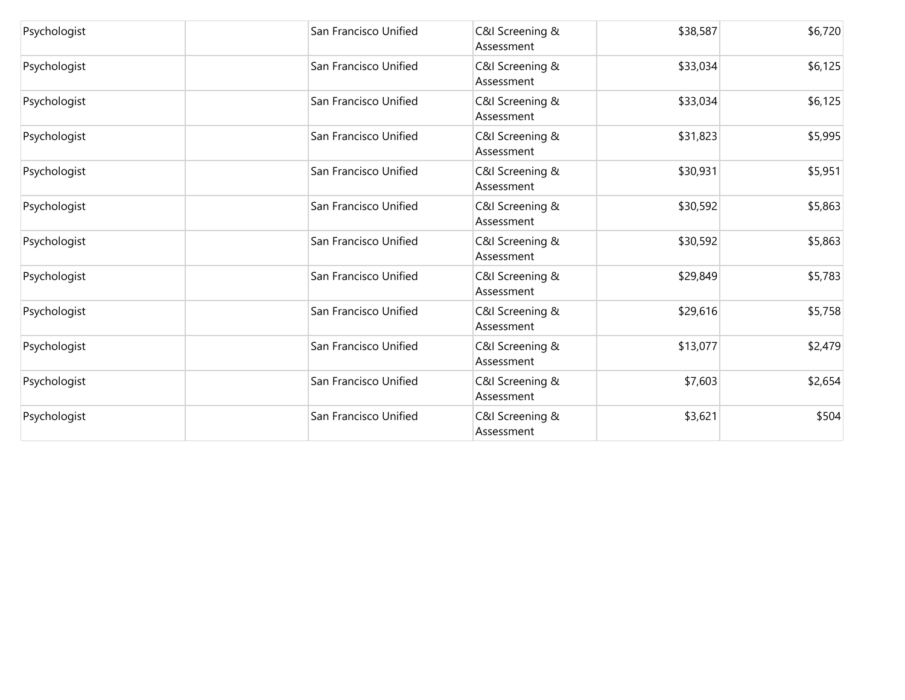| | | | | | |
|---|---|---|---|---|---|
| Psychologist | | San Francisco Unified | C&I Screening & Assessment | $38,587 | $6,720 |
| Psychologist | | San Francisco Unified | C&I Screening & Assessment | $33,034 | $6,125 |
| Psychologist | | San Francisco Unified | C&I Screening & Assessment | $33,034 | $6,125 |
| Psychologist | | San Francisco Unified | C&I Screening & Assessment | $31,823 | $5,995 |
| Psychologist | | San Francisco Unified | C&I Screening & Assessment | $30,931 | $5,951 |
| Psychologist | | San Francisco Unified | C&I Screening & Assessment | $30,592 | $5,863 |
| Psychologist | | San Francisco Unified | C&I Screening & Assessment | $30,592 | $5,863 |
| Psychologist | | San Francisco Unified | C&I Screening & Assessment | $29,849 | $5,783 |
| Psychologist | | San Francisco Unified | C&I Screening & Assessment | $29,616 | $5,758 |
| Psychologist | | San Francisco Unified | C&I Screening & Assessment | $13,077 | $2,479 |
| Psychologist | | San Francisco Unified | C&I Screening & Assessment | $7,603 | $2,654 |
| Psychologist | | San Francisco Unified | C&I Screening & Assessment | $3,621 | $504 |